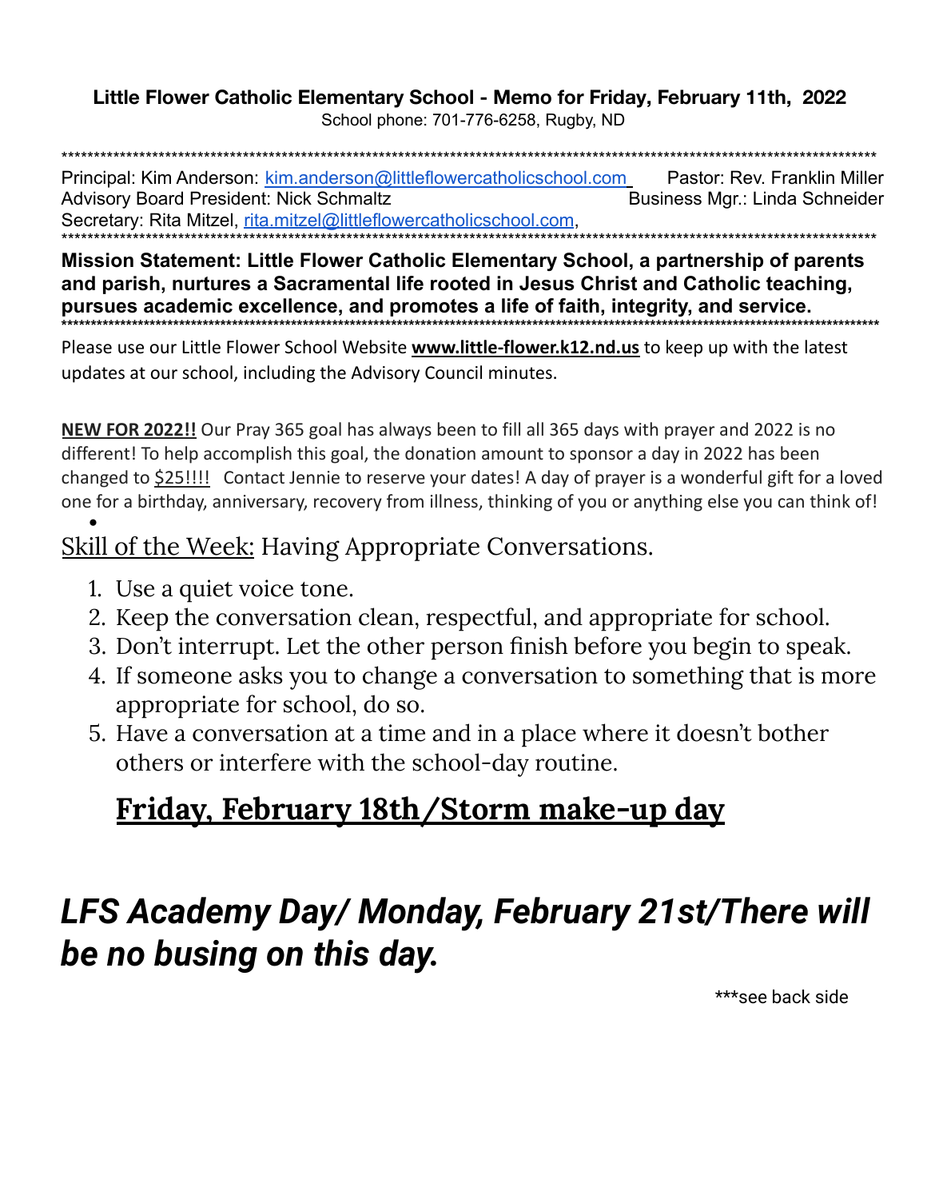**Little Flower Catholic Elementary School - Memo for Friday, February 11th, 2022**

School phone: 701-776-6258, Rugby, ND

---

Principal: Kim Anderson: kim.anderson@littleflowercatholicschool.com    Pastor: Rev. Franklin Miller
Advisory Board President: Nick Schmaltz    Business Mgr.: Linda Schneider
Secretary: Rita Mitzel, rita.mitzel@littleflowercatholicschool.com,

---

**Mission Statement: Little Flower Catholic Elementary School, a partnership of parents and parish, nurtures a Sacramental life rooted in Jesus Christ and Catholic teaching, pursues academic excellence, and promotes a life of faith, integrity, and service.**

---

Please use our Little Flower School Website **www.little-flower.k12.nd.us** to keep up with the latest updates at our school, including the Advisory Council minutes.

**NEW FOR 2022!!** Our Pray 365 goal has always been to fill all 365 days with prayer and 2022 is no different! To help accomplish this goal, the donation amount to sponsor a day in 2022 has been changed to $25!!!! Contact Jennie to reserve your dates! A day of prayer is a wonderful gift for a loved one for a birthday, anniversary, recovery from illness, thinking of you or anything else you can think of!

Skill of the Week: Having Appropriate Conversations.

1. Use a quiet voice tone.
2. Keep the conversation clean, respectful, and appropriate for school.
3. Don't interrupt. Let the other person finish before you begin to speak.
4. If someone asks you to change a conversation to something that is more appropriate for school, do so.
5. Have a conversation at a time and in a place where it doesn't bother others or interfere with the school-day routine.

## Friday, February 18th/Storm make-up day

## *LFS Academy Day/ Monday, February 21st/There will be no busing on this day.*

***see back side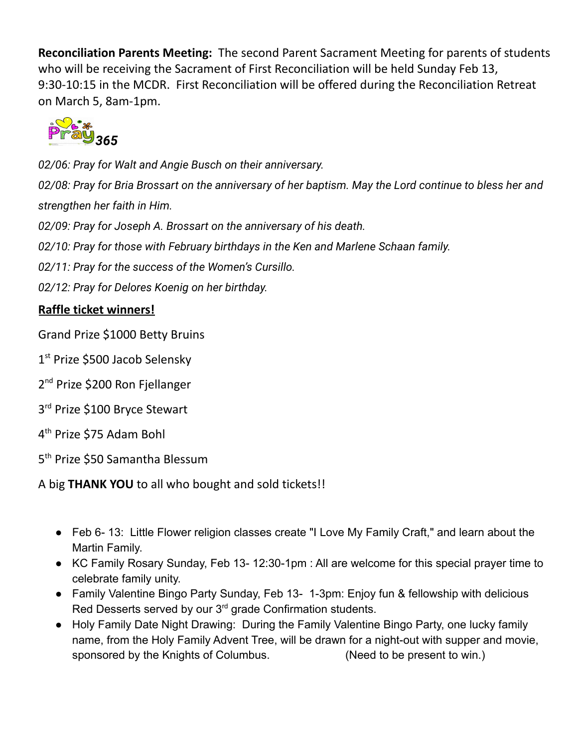**Reconciliation Parents Meeting:** The second Parent Sacrament Meeting for parents of students who will be receiving the Sacrament of First Reconciliation will be held Sunday Feb 13, 9:30-10:15 in the MCDR. First Reconciliation will be offered during the Reconciliation Retreat on March 5, 8am-1pm.

**Pray *365***

*02/06: Pray for Walt and Angie Busch on their anniversary.*

*02/08: Pray for Bria Brossart on the anniversary of her baptism. May the Lord continue to bless her and strengthen her faith in Him.*

*02/09: Pray for Joseph A. Brossart on the anniversary of his death.*

*02/10: Pray for those with February birthdays in the Ken and Marlene Schaan family.*

*02/11: Pray for the success of the Women's Cursillo.*

*02/12: Pray for Delores Koenig on her birthday.*

**Raffle ticket winners!**

Grand Prize $1000 Betty Bruins

1st Prize $500 Jacob Selensky

2nd Prize $200 Ron Fjellanger

3rd Prize $100 Bryce Stewart

4th Prize $75 Adam Bohl

5th Prize $50 Samantha Blessum

A big **THANK YOU** to all who bought and sold tickets!!

- Feb 6- 13: Little Flower religion classes create "I Love My Family Craft," and learn about the Martin Family.
- KC Family Rosary Sunday, Feb 13- 12:30-1pm : All are welcome for this special prayer time to celebrate family unity.
- Family Valentine Bingo Party Sunday, Feb 13- 1-3pm: Enjoy fun & fellowship with delicious Red Desserts served by our 3rd grade Confirmation students.
- Holy Family Date Night Drawing: During the Family Valentine Bingo Party, one lucky family name, from the Holy Family Advent Tree, will be drawn for a night-out with supper and movie, sponsored by the Knights of Columbus. (Need to be present to win.)